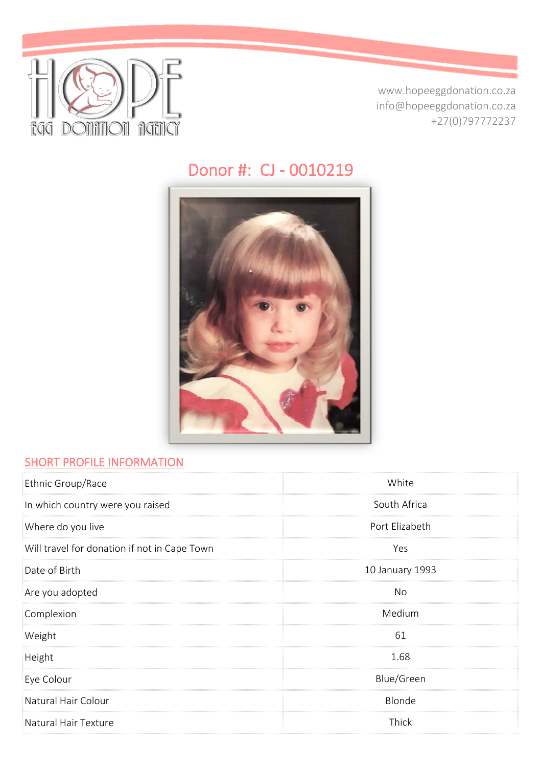HOPE EGG DONATION AGENCY

www.hopeeggdonation.co.za
info@hopeeggdonation.co.za
+27(0)797772237

# Donor #: CJ - 0010219

## SHORT PROFILE INFORMATION

| | |
|---|---|
| Ethnic Group/Race | White |
| In which country were you raised | South Africa |
| Where do you live | Port Elizabeth |
| Will travel for donation if not in Cape Town | Yes |
| Date of Birth | 10 January 1993 |
| Are you adopted | No |
| Complexion | Medium |
| Weight | 61 |
| Height | 1.68 |
| Eye Colour | Blue/Green |
| Natural Hair Colour | Blonde |
| Natural Hair Texture | Thick |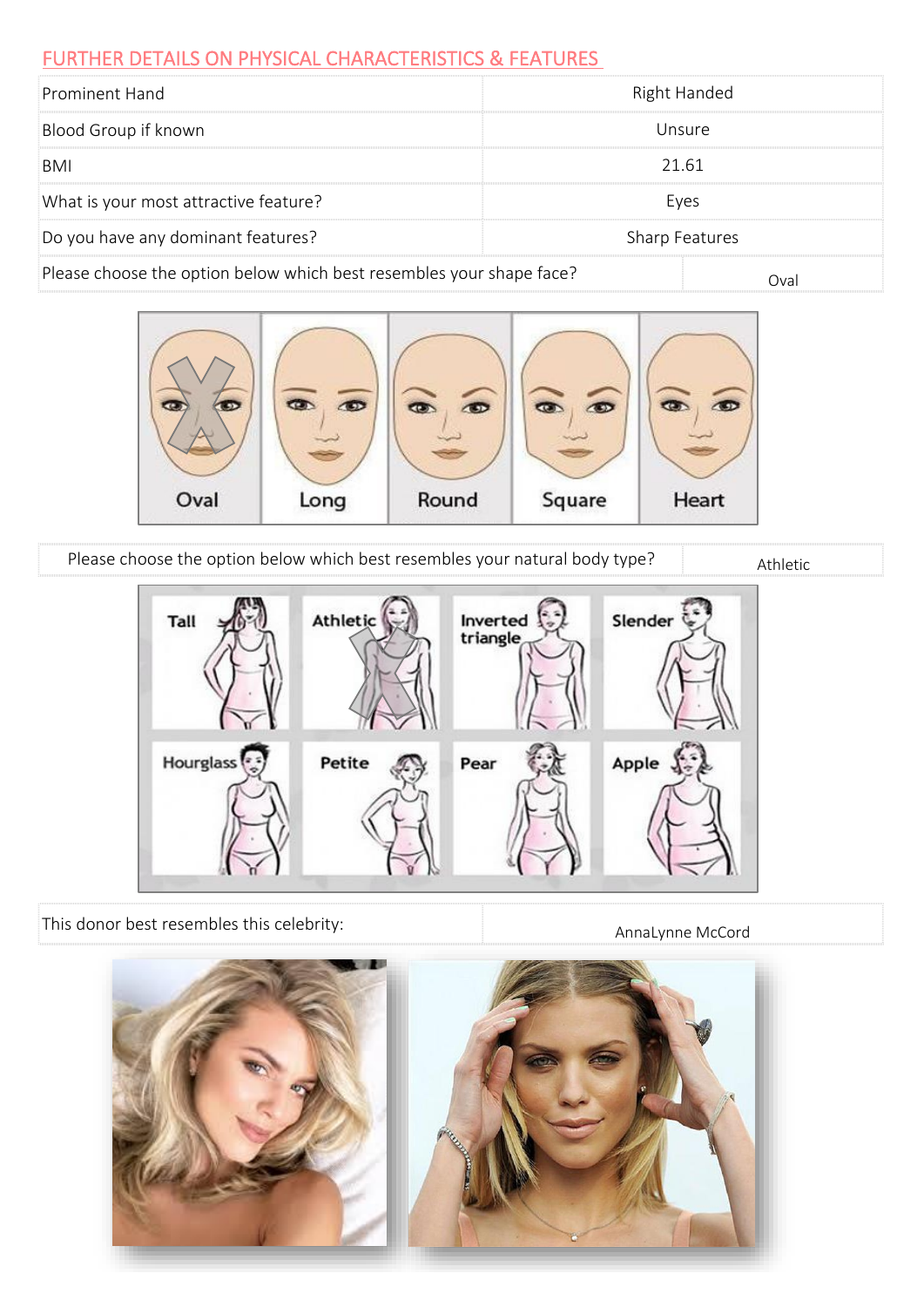## FURTHER DETAILS ON PHYSICAL CHARACTERISTICS & FEATURES

| Prominent Hand | Right Handed |
|---|---|
| Blood Group if known | Unsure |
| BMI | 21.61 |
| What is your most attractive feature? | Eyes |
| Do you have any dominant features? | Sharp Features |
| Please choose the option below which best resembles your shape face? | Oval |

Oval | Long | Round | Square | Heart

| Please choose the option below which best resembles your natural body type? | Athletic |
|---|---|

Tall | Athletic | Inverted triangle | Slender | Hourglass | Petite | Pear | Apple

| This donor best resembles this celebrity: | AnnaLynne McCord |
|---|---|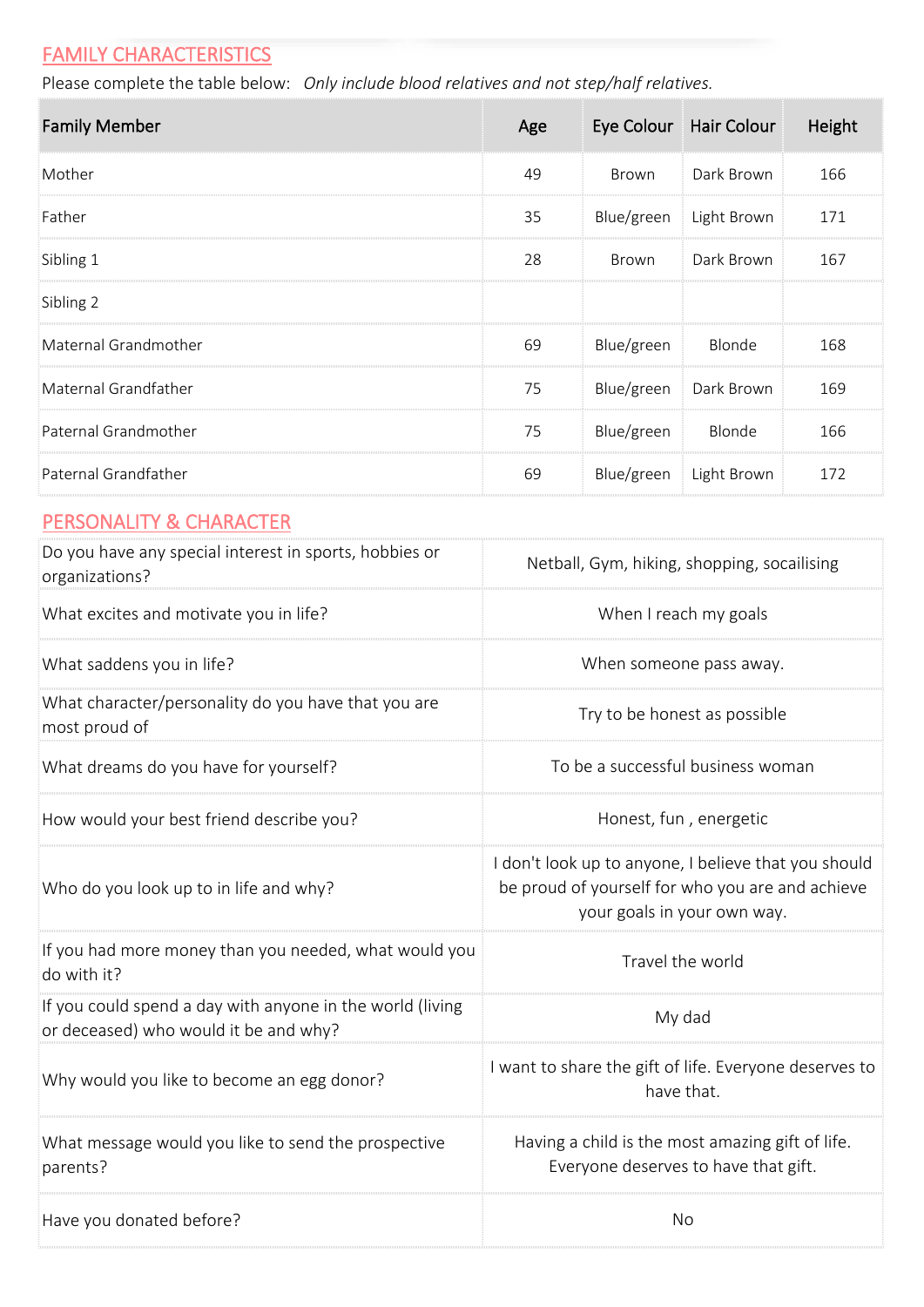## FAMILY CHARACTERISTICS

Please complete the table below: *Only include blood relatives and not step/half relatives.*

| Family Member | Age | Eye Colour | Hair Colour | Height |
|---|---|---|---|---|
| Mother | 49 | Brown | Dark Brown | 166 |
| Father | 35 | Blue/green | Light Brown | 171 |
| Sibling 1 | 28 | Brown | Dark Brown | 167 |
| Sibling 2 | | | | |
| Maternal Grandmother | 69 | Blue/green | Blonde | 168 |
| Maternal Grandfather | 75 | Blue/green | Dark Brown | 169 |
| Paternal Grandmother | 75 | Blue/green | Blonde | 166 |
| Paternal Grandfather | 69 | Blue/green | Light Brown | 172 |

## PERSONALITY & CHARACTER

| | |
|---|---|
| Do you have any special interest in sports, hobbies or organizations? | Netball, Gym, hiking, shopping, socailising |
| What excites and motivate you in life? | When I reach my goals |
| What saddens you in life? | When someone pass away. |
| What character/personality do you have that you are most proud of | Try to be honest as possible |
| What dreams do you have for yourself? | To be a successful business woman |
| How would your best friend describe you? | Honest, fun , energetic |
| Who do you look up to in life and why? | I don't look up to anyone, I believe that you should be proud of yourself for who you are and achieve your goals in your own way. |
| If you had more money than you needed, what would you do with it? | Travel the world |
| If you could spend a day with anyone in the world (living or deceased) who would it be and why? | My dad |
| Why would you like to become an egg donor? | I want to share the gift of life. Everyone deserves to have that. |
| What message would you like to send the prospective parents? | Having a child is the most amazing gift of life. Everyone deserves to have that gift. |
| Have you donated before? | No |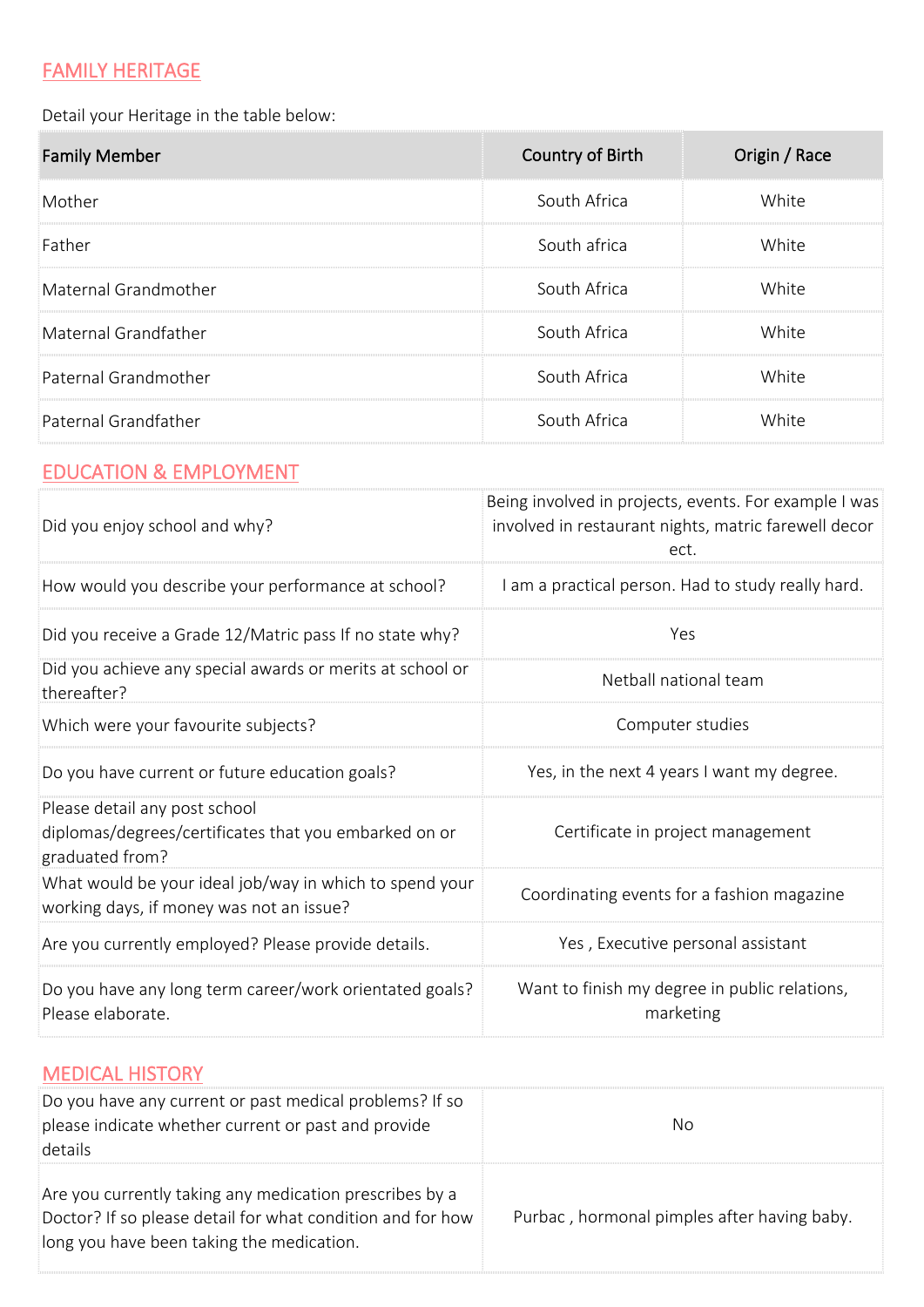## FAMILY HERITAGE

Detail your Heritage in the table below:

| Family Member | Country of Birth | Origin / Race |
|---|---|---|
| Mother | South Africa | White |
| Father | South africa | White |
| Maternal Grandmother | South Africa | White |
| Maternal Grandfather | South Africa | White |
| Paternal Grandmother | South Africa | White |
| Paternal Grandfather | South Africa | White |

## EDUCATION & EMPLOYMENT

| | |
|---|---|
| Did you enjoy school and why? | Being involved in projects, events. For example I was involved in restaurant nights, matric farewell decor ect. |
| How would you describe your performance at school? | I am a practical person. Had to study really hard. |
| Did you receive a Grade 12/Matric pass If no state why? | Yes |
| Did you achieve any special awards or merits at school or thereafter? | Netball national team |
| Which were your favourite subjects? | Computer studies |
| Do you have current or future education goals? | Yes, in the next 4 years I want my degree. |
| Please detail any post school diplomas/degrees/certificates that you embarked on or graduated from? | Certificate in project management |
| What would be your ideal job/way in which to spend your working days, if money was not an issue? | Coordinating events for a fashion magazine |
| Are you currently employed? Please provide details. | Yes , Executive personal assistant |
| Do you have any long term career/work orientated goals? Please elaborate. | Want to finish my degree in public relations, marketing |

## MEDICAL HISTORY

| | |
|---|---|
| Do you have any current or past medical problems? If so please indicate whether current or past and provide details | No |
| Are you currently taking any medication prescribes by a Doctor? If so please detail for what condition and for how long you have been taking the medication. | Purbac , hormonal pimples after having baby. |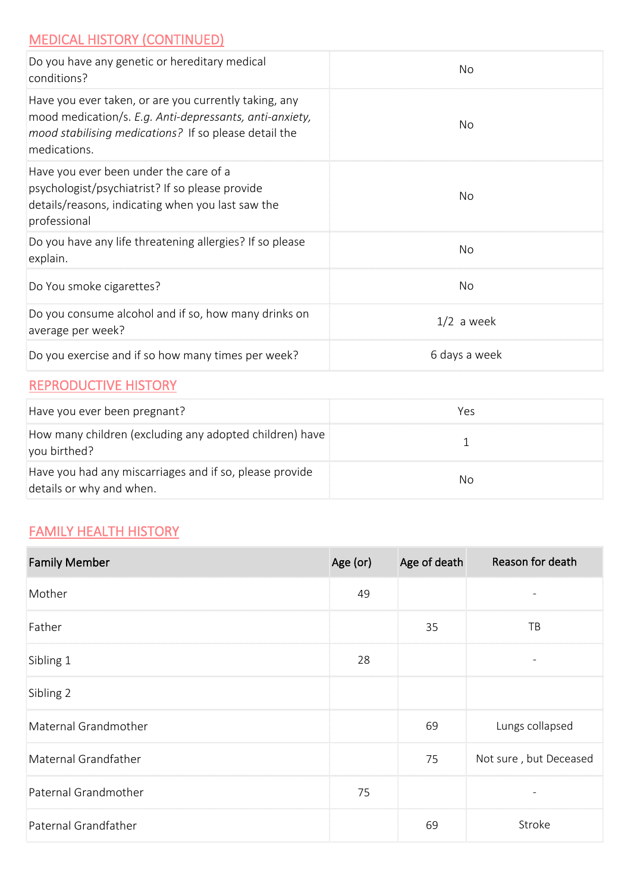## MEDICAL HISTORY (CONTINUED)

| | |
|---|---|
| Do you have any genetic or hereditary medical conditions? | No |
| Have you ever taken, or are you currently taking, any mood medication/s. *E.g. Anti-depressants, anti-anxiety, mood stabilising medications?* If so please detail the medications. | No |
| Have you ever been under the care of a psychologist/psychiatrist? If so please provide details/reasons, indicating when you last saw the professional | No |
| Do you have any life threatening allergies? If so please explain. | No |
| Do You smoke cigarettes? | No |
| Do you consume alcohol and if so, how many drinks on average per week? | 1/2 a week |
| Do you exercise and if so how many times per week? | 6 days a week |

## REPRODUCTIVE HISTORY

| | |
|---|---|
| Have you ever been pregnant? | Yes |
| How many children (excluding any adopted children) have you birthed? | 1 |
| Have you had any miscarriages and if so, please provide details or why and when. | No |

## FAMILY HEALTH HISTORY

| Family Member | Age (or) | Age of death | Reason for death |
|---|---|---|---|
| Mother | 49 | | - |
| Father | | 35 | TB |
| Sibling 1 | 28 | | - |
| Sibling 2 | | | |
| Maternal Grandmother | | 69 | Lungs collapsed |
| Maternal Grandfather | | 75 | Not sure , but Deceased |
| Paternal Grandmother | 75 | | - |
| Paternal Grandfather | | 69 | Stroke |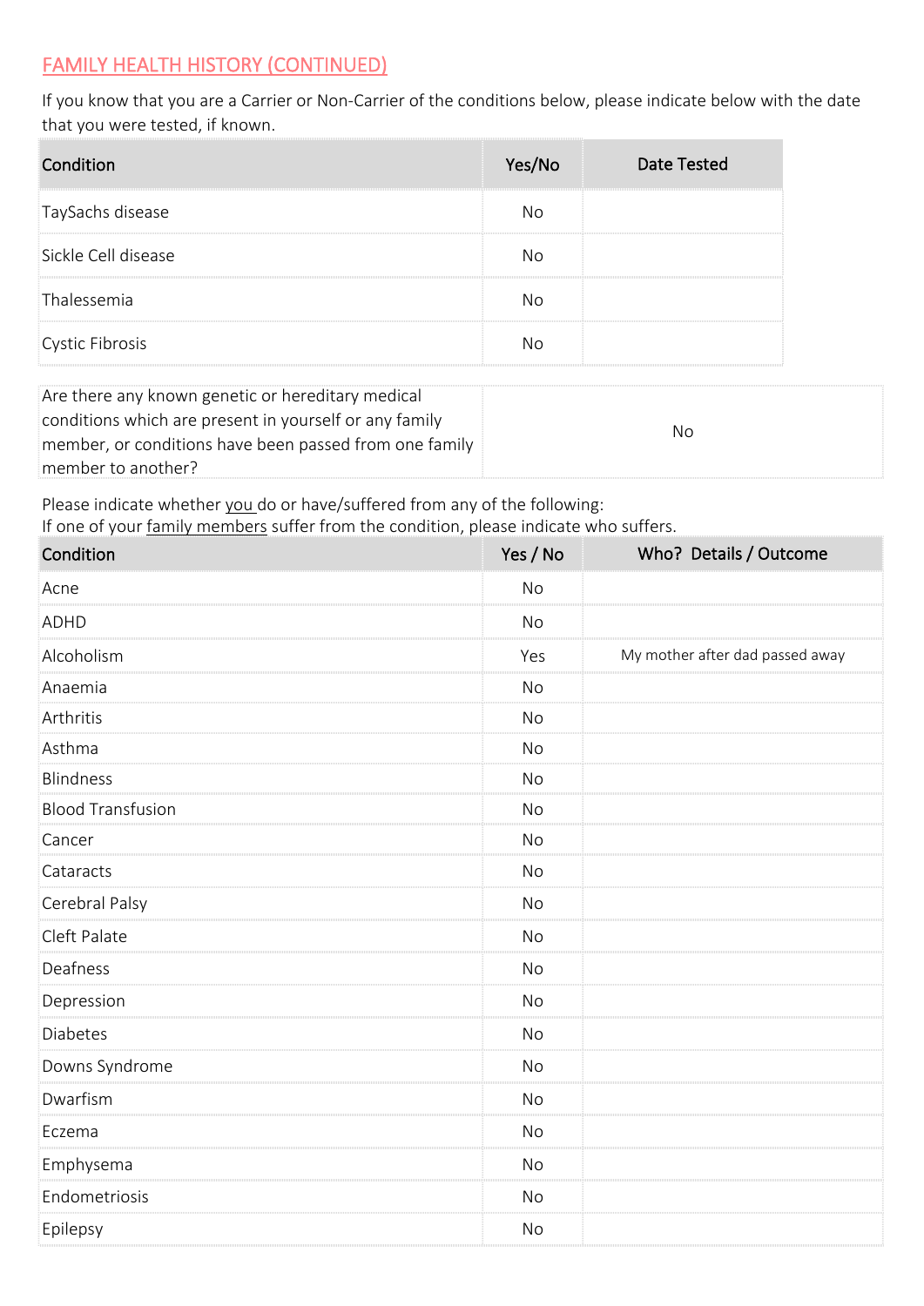## FAMILY HEALTH HISTORY (CONTINUED)

If you know that you are a Carrier or Non-Carrier of the conditions below, please indicate below with the date that you were tested, if known.

| Condition | Yes/No | Date Tested |
|---|---|---|
| TaySachs disease | No | |
| Sickle Cell disease | No | |
| Thalessemia | No | |
| Cystic Fibrosis | No | |

| | |
|---|---|
| Are there any known genetic or hereditary medical conditions which are present in yourself or any family member, or conditions have been passed from one family member to another? | No |

Please indicate whether you do or have/suffered from any of the following:
If one of your family members suffer from the condition, please indicate who suffers.

| Condition | Yes / No | Who? Details / Outcome |
|---|---|---|
| Acne | No | |
| ADHD | No | |
| Alcoholism | Yes | My mother after dad passed away |
| Anaemia | No | |
| Arthritis | No | |
| Asthma | No | |
| Blindness | No | |
| Blood Transfusion | No | |
| Cancer | No | |
| Cataracts | No | |
| Cerebral Palsy | No | |
| Cleft Palate | No | |
| Deafness | No | |
| Depression | No | |
| Diabetes | No | |
| Downs Syndrome | No | |
| Dwarfism | No | |
| Eczema | No | |
| Emphysema | No | |
| Endometriosis | No | |
| Epilepsy | No | |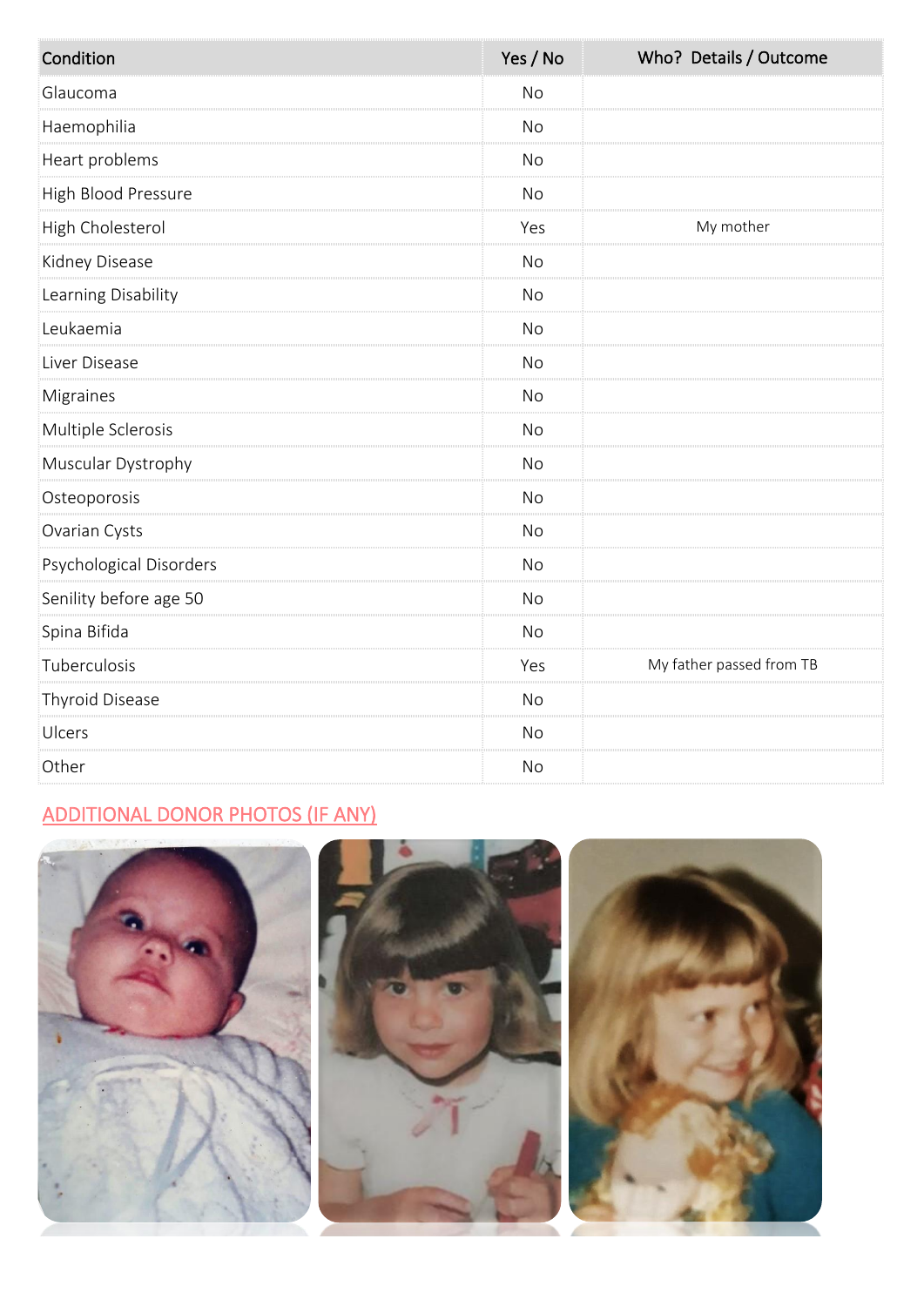| Condition | Yes / No | Who?  Details / Outcome |
|---|---|---|
| Glaucoma | No | |
| Haemophilia | No | |
| Heart problems | No | |
| High Blood Pressure | No | |
| High Cholesterol | Yes | My mother |
| Kidney Disease | No | |
| Learning Disability | No | |
| Leukaemia | No | |
| Liver Disease | No | |
| Migraines | No | |
| Multiple Sclerosis | No | |
| Muscular Dystrophy | No | |
| Osteoporosis | No | |
| Ovarian Cysts | No | |
| Psychological Disorders | No | |
| Senility before age 50 | No | |
| Spina Bifida | No | |
| Tuberculosis | Yes | My father passed from TB |
| Thyroid Disease | No | |
| Ulcers | No | |
| Other | No | |

## ADDITIONAL DONOR PHOTOS (IF ANY)